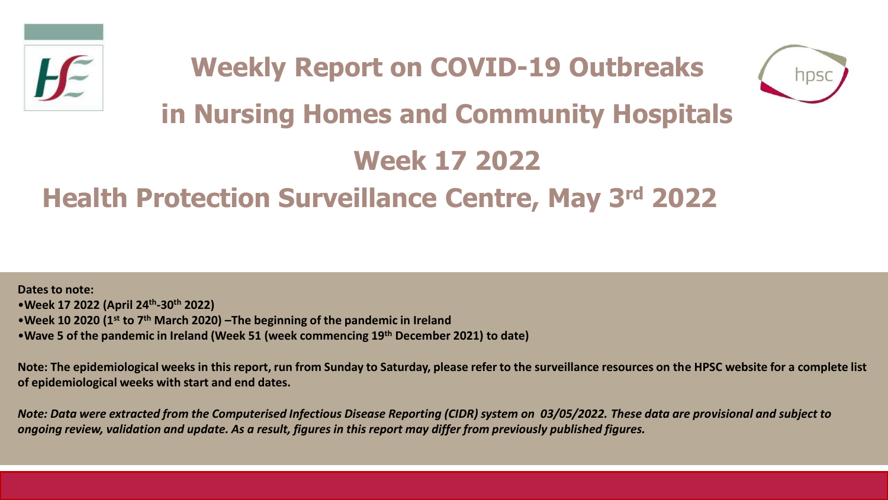# Weekly Report on COVID-19 Outbreaks in Nursing Homes and Community Hospitals

## Week 17 2022

## Health Protection Surveillance Centre, May 3rd 2022

**Dates to note:**

- **Week 17 2022 (April 24th-30th 2022)**
- **Week 10 2020 (1st to 7th March 2020) –The beginning of the pandemic in Ireland**
- **Wave 5 of the pandemic in Ireland (Week 51 (week commencing 19th December 2021) to date)**

**Note: The epidemiological weeks in this report, run from Sunday to Saturday, please refer to the surveillance resources on the HPSC website for a complete list of epidemiological weeks with start and end dates.**

***Note: Data were extracted from the Computerised Infectious Disease Reporting (CIDR) system on 03/05/2022. These data are provisional and subject to ongoing review, validation and update. As a result, figures in this report may differ from previously published figures.***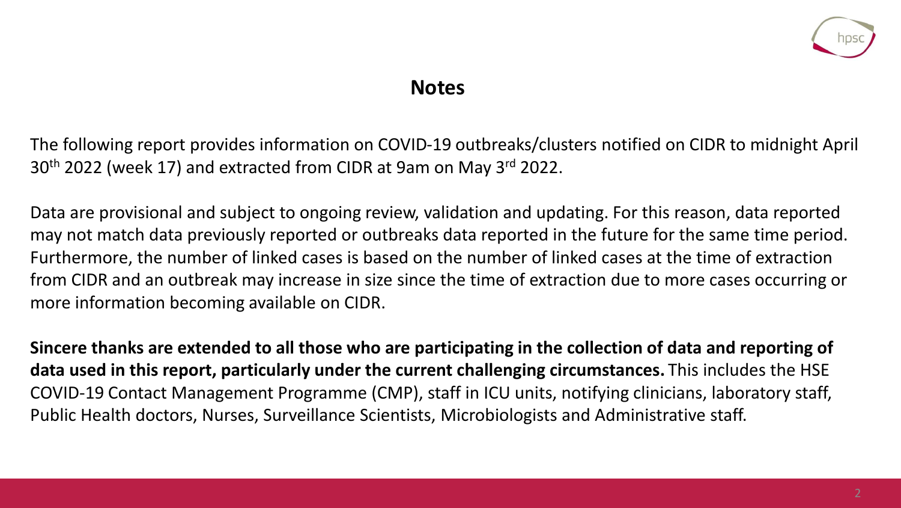# Notes

The following report provides information on COVID-19 outbreaks/clusters notified on CIDR to midnight April 30th 2022 (week 17) and extracted from CIDR at 9am on May 3rd 2022.

Data are provisional and subject to ongoing review, validation and updating. For this reason, data reported may not match data previously reported or outbreaks data reported in the future for the same time period. Furthermore, the number of linked cases is based on the number of linked cases at the time of extraction from CIDR and an outbreak may increase in size since the time of extraction due to more cases occurring or more information becoming available on CIDR.

**Sincere thanks are extended to all those who are participating in the collection of data and reporting of data used in this report, particularly under the current challenging circumstances.** This includes the HSE COVID-19 Contact Management Programme (CMP), staff in ICU units, notifying clinicians, laboratory staff, Public Health doctors, Nurses, Surveillance Scientists, Microbiologists and Administrative staff.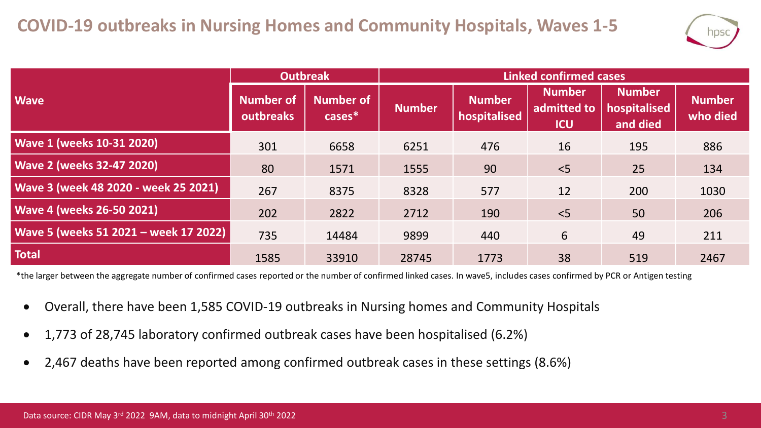# COVID-19 outbreaks in Nursing Homes and Community Hospitals, Waves 1-5

| Wave | Outbreak | | Linked confirmed cases | | | | |
|---|---|---|---|---|---|---|---|
| | Number of outbreaks | Number of cases* | Number | Number hospitalised | Number admitted to ICU | Number hospitalised and died | Number who died |
| Wave 1 (weeks 10-31 2020) | 301 | 6658 | 6251 | 476 | 16 | 195 | 886 |
| Wave 2 (weeks 32-47 2020) | 80 | 1571 | 1555 | 90 | <5 | 25 | 134 |
| Wave 3 (week 48 2020 - week 25 2021) | 267 | 8375 | 8328 | 577 | 12 | 200 | 1030 |
| Wave 4 (weeks 26-50 2021) | 202 | 2822 | 2712 | 190 | <5 | 50 | 206 |
| Wave 5 (weeks 51 2021 – week 17 2022) | 735 | 14484 | 9899 | 440 | 6 | 49 | 211 |
| Total | 1585 | 33910 | 28745 | 1773 | 38 | 519 | 2467 |

*the larger between the aggregate number of confirmed cases reported or the number of confirmed linked cases. In wave5, includes cases confirmed by PCR or Antigen testing

- Overall, there have been 1,585 COVID-19 outbreaks in Nursing homes and Community Hospitals
- 1,773 of 28,745 laboratory confirmed outbreak cases have been hospitalised (6.2%)
- 2,467 deaths have been reported among confirmed outbreak cases in these settings (8.6%)

Data source: CIDR May 3rd 2022 9AM, data to midnight April 30th 2022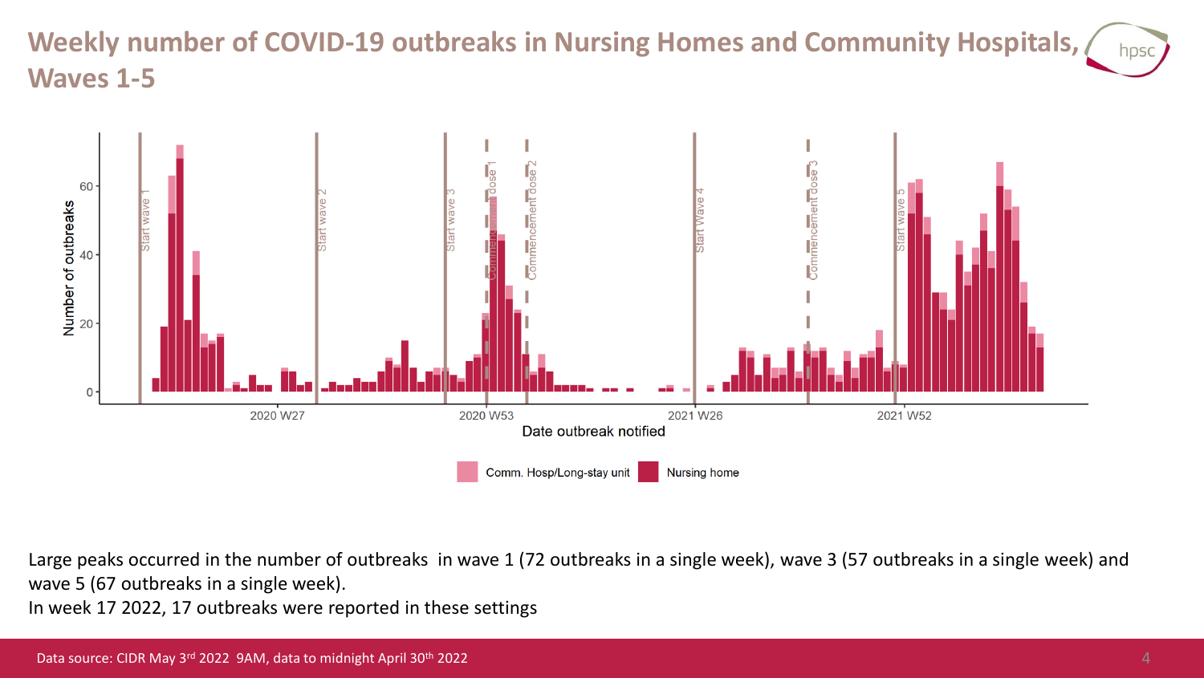# Weekly number of COVID-19 outbreaks in Nursing Homes and Community Hospitals, Waves 1-5

Large peaks occurred in the number of outbreaks in wave 1 (72 outbreaks in a single week), wave 3 (57 outbreaks in a single week) and wave 5 (67 outbreaks in a single week).

In week 17 2022, 17 outbreaks were reported in these settings

Data source: CIDR May 3rd 2022 9AM, data to midnight April 30th 2022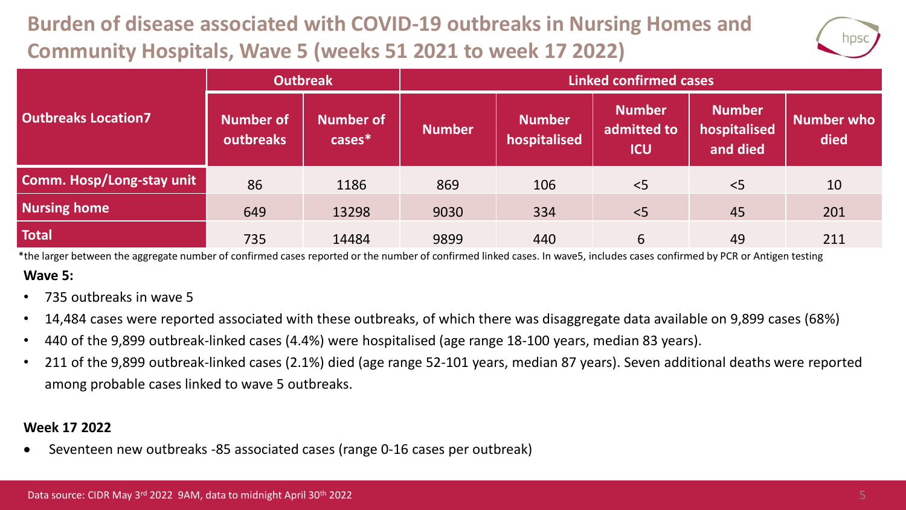# Burden of disease associated with COVID-19 outbreaks in Nursing Homes and Community Hospitals, Wave 5 (weeks 51 2021 to week 17 2022)

| Outbreaks Location7 | Outbreak | | Linked confirmed cases | | | | |
|---|---|---|---|---|---|---|---|
| | Number of outbreaks | Number of cases* | Number | Number hospitalised | Number admitted to ICU | Number hospitalised and died | Number who died |
| Comm. Hosp/Long-stay unit | 86 | 1186 | 869 | 106 | <5 | <5 | 10 |
| Nursing home | 649 | 13298 | 9030 | 334 | <5 | 45 | 201 |
| Total | 735 | 14484 | 9899 | 440 | 6 | 49 | 211 |

*the larger between the aggregate number of confirmed cases reported or the number of confirmed linked cases. In wave5, includes cases confirmed by PCR or Antigen testing

**Wave 5:**

- 735 outbreaks in wave 5
- 14,484 cases were reported associated with these outbreaks, of which there was disaggregate data available on 9,899 cases (68%)
- 440 of the 9,899 outbreak-linked cases (4.4%) were hospitalised (age range 18-100 years, median 83 years).
- 211 of the 9,899 outbreak-linked cases (2.1%) died (age range 52-101 years, median 87 years). Seven additional deaths were reported among probable cases linked to wave 5 outbreaks.

**Week 17 2022**

- Seventeen new outbreaks -85 associated cases (range 0-16 cases per outbreak)

Data source: CIDR May 3rd 2022 9AM, data to midnight April 30th 2022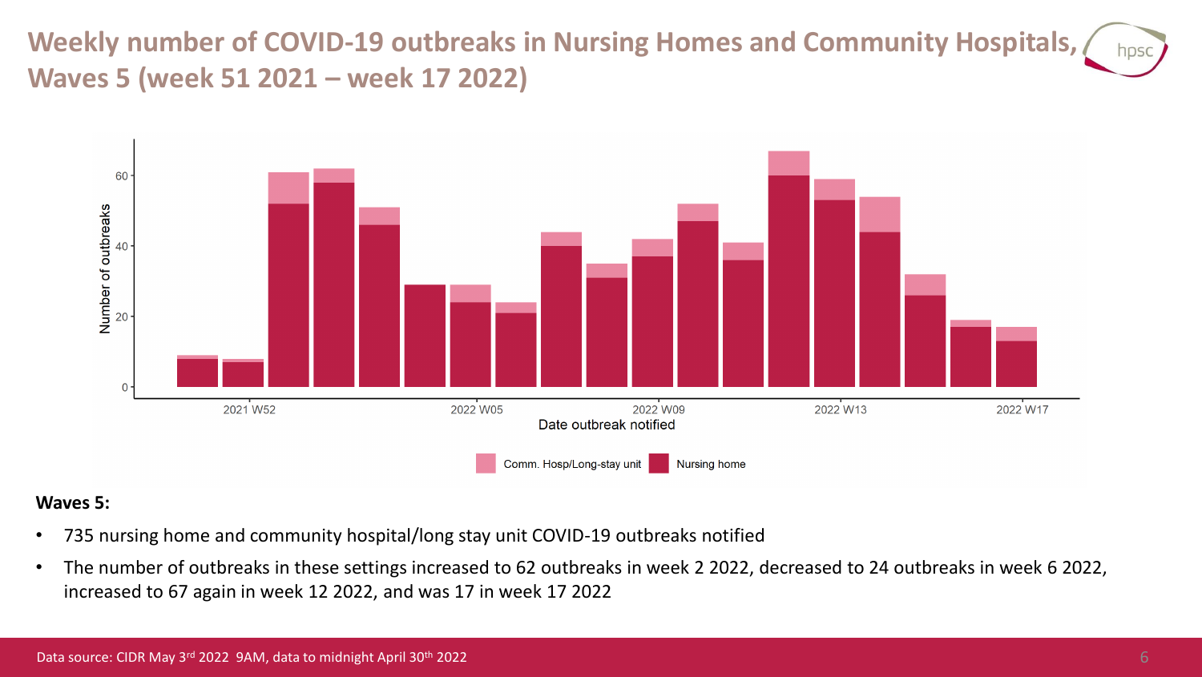# Weekly number of COVID-19 outbreaks in Nursing Homes and Community Hospitals, Waves 5 (week 51 2021 – week 17 2022)

**Waves 5:**

- 735 nursing home and community hospital/long stay unit COVID-19 outbreaks notified
- The number of outbreaks in these settings increased to 62 outbreaks in week 2 2022, decreased to 24 outbreaks in week 6 2022, increased to 67 again in week 12 2022, and was 17 in week 17 2022

Data source: CIDR May 3rd 2022 9AM, data to midnight April 30th 2022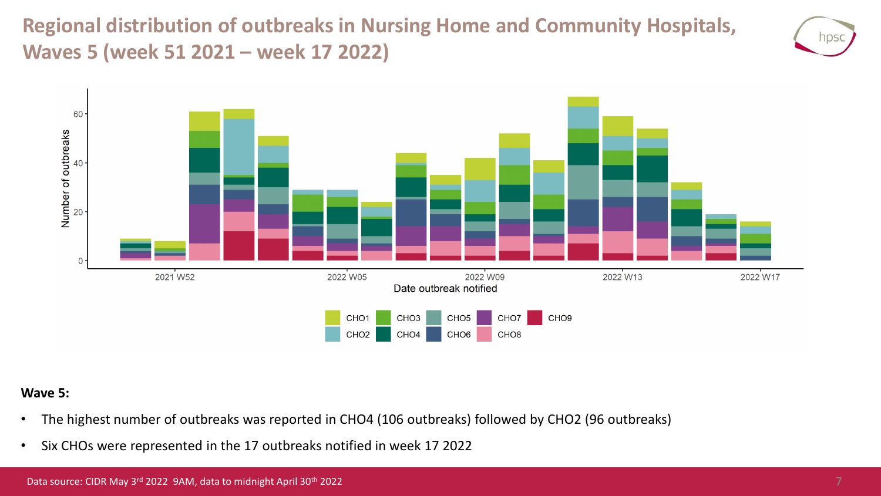# Regional distribution of outbreaks in Nursing Home and Community Hospitals, Waves 5 (week 51 2021 – week 17 2022)

**Wave 5:**

- The highest number of outbreaks was reported in CHO4 (106 outbreaks) followed by CHO2 (96 outbreaks)
- Six CHOs were represented in the 17 outbreaks notified in week 17 2022

Data source: CIDR May 3rd 2022 9AM, data to midnight April 30th 2022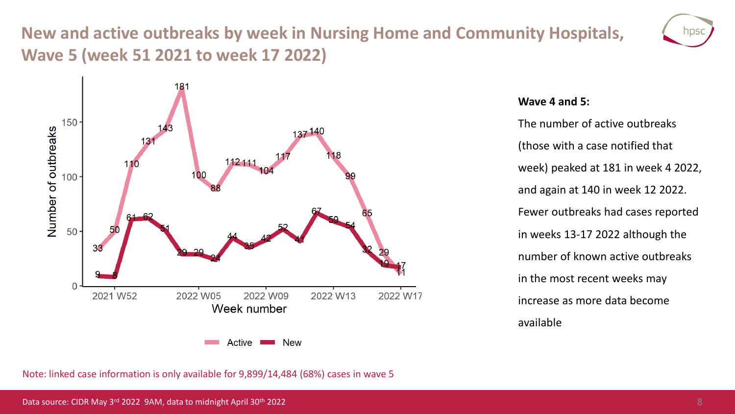# New and active outbreaks by week in Nursing Home and Community Hospitals, Wave 5 (week 51 2021 to week 17 2022)

| Week | Active | New |
|---|---|---|
| 2021 W51 | 33 | 9 |
| 2021 W52 | 50 | 8 |
| 2022 W01 | 110 | 61 |
| 2022 W02 | 131 | 62 |
| 2022 W03 | 143 | 51 |
| 2022 W04 | 181 | 29 |
| 2022 W05 | 100 | 29 |
| 2022 W06 | 88 | 24 |
| 2022 W07 | 112 | 44 |
| 2022 W08 | 111 | 35 |
| 2022 W09 | 104 | 42 |
| 2022 W10 | 117 | 52 |
| 2022 W11 | 137 | 41 |
| 2022 W12 | 140 | 67 |
| 2022 W13 | 118 | 59 |
| 2022 W14 | 99 | 54 |
| 2022 W15 | 65 | 32 |
| 2022 W16 | 29 | 19 |
| 2022 W17 | 11 | 17 |

**Wave 4 and 5:**

The number of active outbreaks (those with a case notified that week) peaked at 181 in week 4 2022, and again at 140 in week 12 2022. Fewer outbreaks had cases reported in weeks 13-17 2022 although the number of known active outbreaks in the most recent weeks may increase as more data become available

Note: linked case information is only available for 9,899/14,484 (68%) cases in wave 5

Data source: CIDR May 3rd 2022 9AM, data to midnight April 30th 2022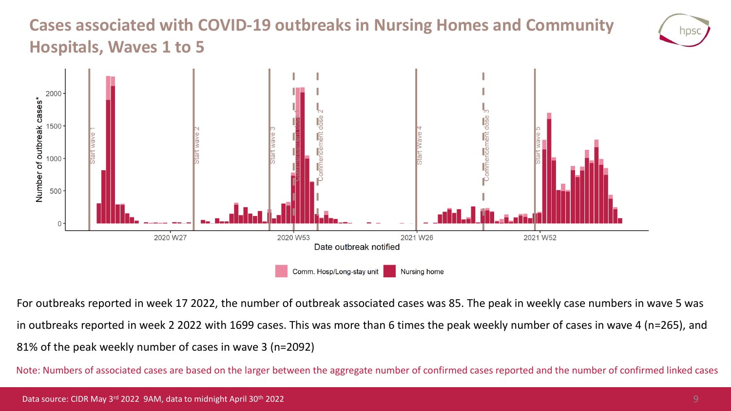# Cases associated with COVID-19 outbreaks in Nursing Homes and Community Hospitals, Waves 1 to 5

For outbreaks reported in week 17 2022, the number of outbreak associated cases was 85. The peak in weekly case numbers in wave 5 was in outbreaks reported in week 2 2022 with 1699 cases. This was more than 6 times the peak weekly number of cases in wave 4 (n=265), and 81% of the peak weekly number of cases in wave 3 (n=2092)

Note: Numbers of associated cases are based on the larger between the aggregate number of confirmed cases reported and the number of confirmed linked cases

Data source: CIDR May 3rd 2022 9AM, data to midnight April 30th 2022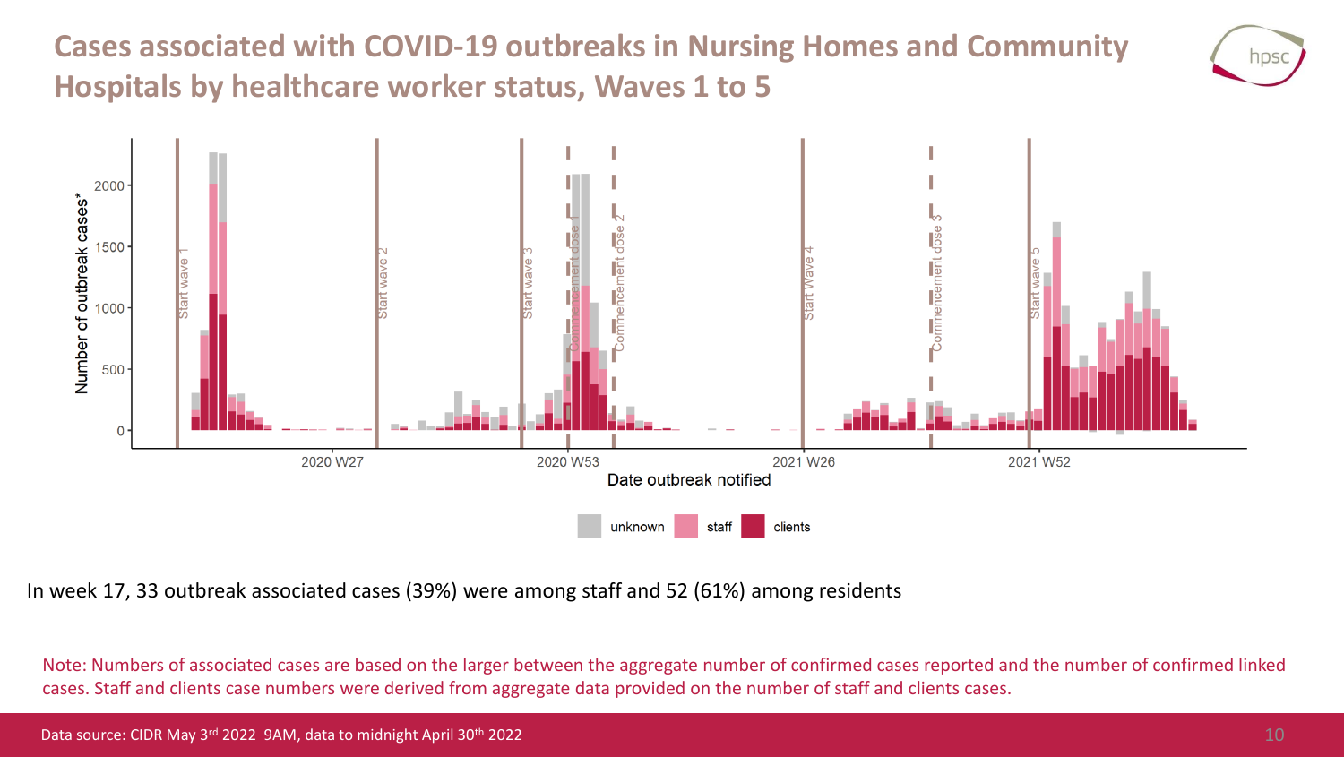# Cases associated with COVID-19 outbreaks in Nursing Homes and Community Hospitals by healthcare worker status, Waves 1 to 5

In week 17, 33 outbreak associated cases (39%) were among staff and 52 (61%) among residents

Note: Numbers of associated cases are based on the larger between the aggregate number of confirmed cases reported and the number of confirmed linked cases. Staff and clients case numbers were derived from aggregate data provided on the number of staff and clients cases.

Data source: CIDR May 3rd 2022 9AM, data to midnight April 30th 2022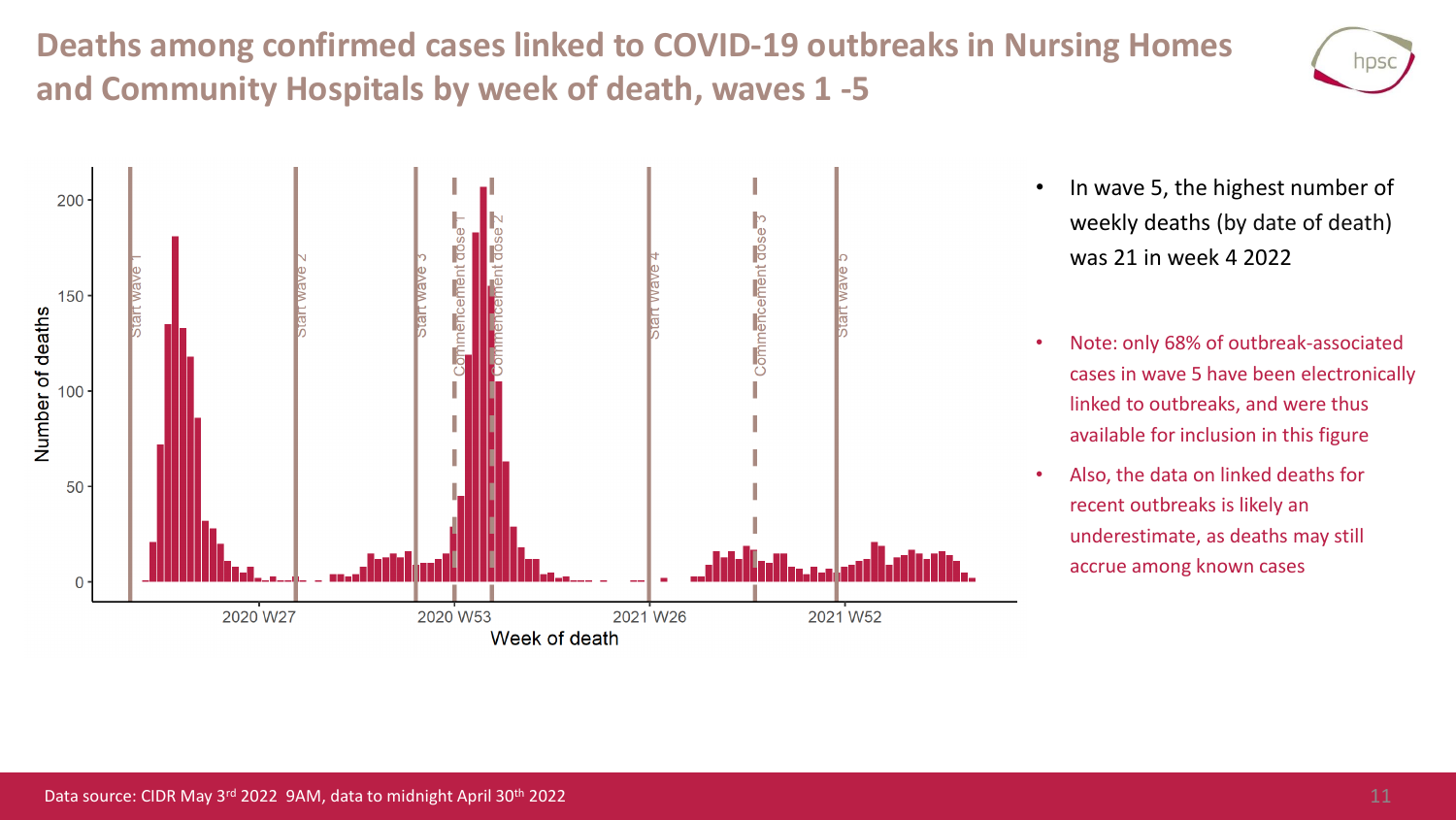# Deaths among confirmed cases linked to COVID-19 outbreaks in Nursing Homes and Community Hospitals by week of death, waves 1 -5

- In wave 5, the highest number of weekly deaths (by date of death) was 21 in week 4 2022

- Note: only 68% of outbreak-associated cases in wave 5 have been electronically linked to outbreaks, and were thus available for inclusion in this figure
- Also, the data on linked deaths for recent outbreaks is likely an underestimate, as deaths may still accrue among known cases

Data source: CIDR May 3rd 2022 9AM, data to midnight April 30th 2022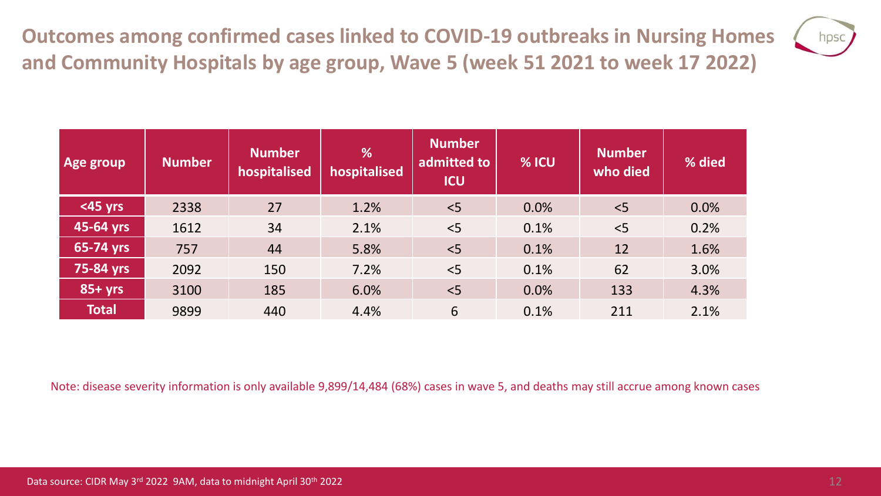## Outcomes among confirmed cases linked to COVID-19 outbreaks in Nursing Homes and Community Hospitals by age group, Wave 5 (week 51 2021 to week 17 2022)

| Age group | Number | Number hospitalised | % hospitalised | Number admitted to ICU | % ICU | Number who died | % died |
|---|---|---|---|---|---|---|---|
| <45 yrs | 2338 | 27 | 1.2% | <5 | 0.0% | <5 | 0.0% |
| 45-64 yrs | 1612 | 34 | 2.1% | <5 | 0.1% | <5 | 0.2% |
| 65-74 yrs | 757 | 44 | 5.8% | <5 | 0.1% | 12 | 1.6% |
| 75-84 yrs | 2092 | 150 | 7.2% | <5 | 0.1% | 62 | 3.0% |
| 85+ yrs | 3100 | 185 | 6.0% | <5 | 0.0% | 133 | 4.3% |
| Total | 9899 | 440 | 4.4% | 6 | 0.1% | 211 | 2.1% |

Note: disease severity information is only available 9,899/14,484 (68%) cases in wave 5, and deaths may still accrue among known cases

Data source: CIDR May 3rd 2022 9AM, data to midnight April 30th 2022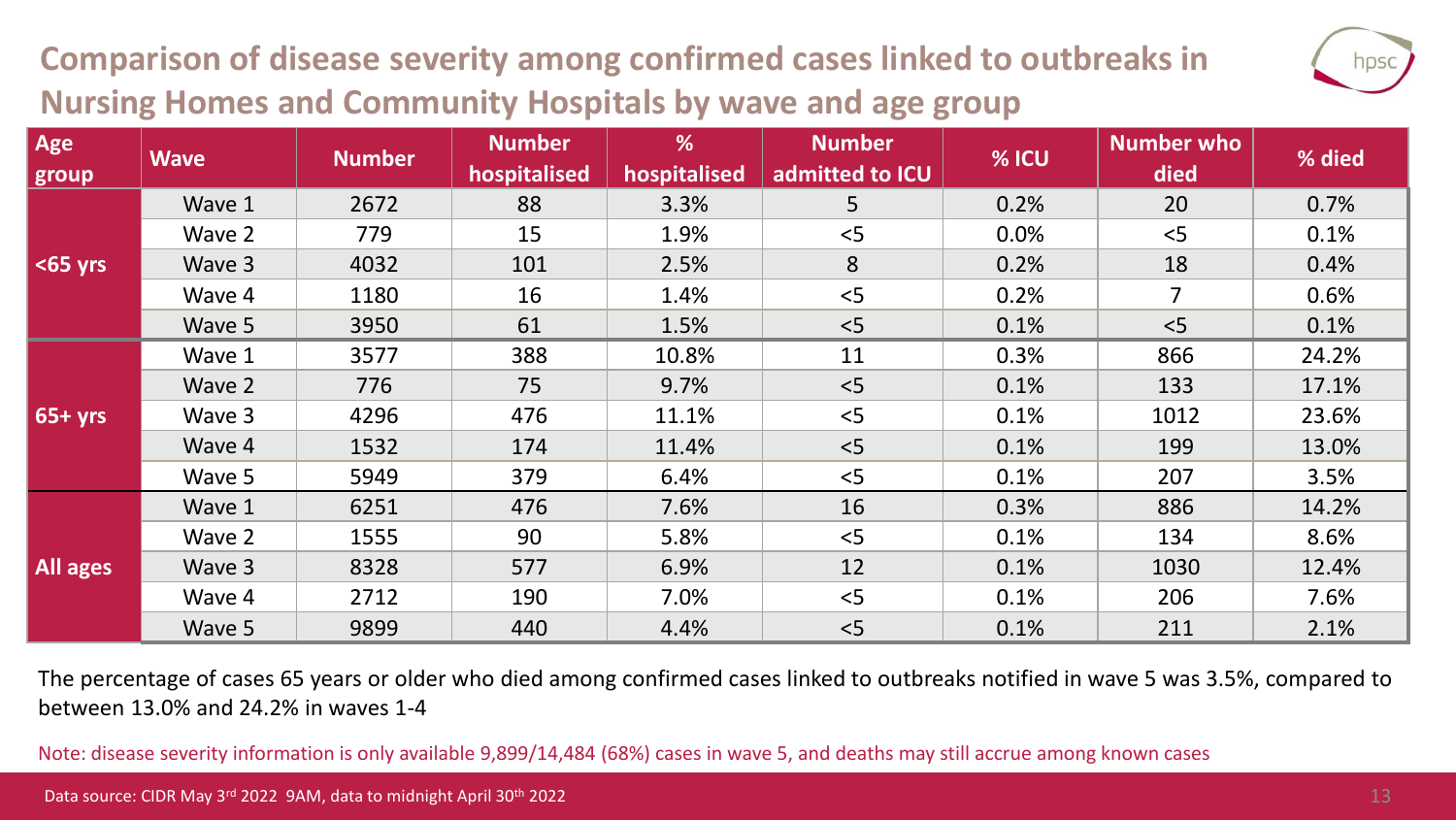# Comparison of disease severity among confirmed cases linked to outbreaks in Nursing Homes and Community Hospitals by wave and age group

| Age group | Wave | Number | Number hospitalised | % hospitalised | Number admitted to ICU | % ICU | Number who died | % died |
|---|---|---|---|---|---|---|---|---|
| <65 yrs | Wave 1 | 2672 | 88 | 3.3% | 5 | 0.2% | 20 | 0.7% |
| | Wave 2 | 779 | 15 | 1.9% | <5 | 0.0% | <5 | 0.1% |
| | Wave 3 | 4032 | 101 | 2.5% | 8 | 0.2% | 18 | 0.4% |
| | Wave 4 | 1180 | 16 | 1.4% | <5 | 0.2% | 7 | 0.6% |
| | Wave 5 | 3950 | 61 | 1.5% | <5 | 0.1% | <5 | 0.1% |
| 65+ yrs | Wave 1 | 3577 | 388 | 10.8% | 11 | 0.3% | 866 | 24.2% |
| | Wave 2 | 776 | 75 | 9.7% | <5 | 0.1% | 133 | 17.1% |
| | Wave 3 | 4296 | 476 | 11.1% | <5 | 0.1% | 1012 | 23.6% |
| | Wave 4 | 1532 | 174 | 11.4% | <5 | 0.1% | 199 | 13.0% |
| | Wave 5 | 5949 | 379 | 6.4% | <5 | 0.1% | 207 | 3.5% |
| All ages | Wave 1 | 6251 | 476 | 7.6% | 16 | 0.3% | 886 | 14.2% |
| | Wave 2 | 1555 | 90 | 5.8% | <5 | 0.1% | 134 | 8.6% |
| | Wave 3 | 8328 | 577 | 6.9% | 12 | 0.1% | 1030 | 12.4% |
| | Wave 4 | 2712 | 190 | 7.0% | <5 | 0.1% | 206 | 7.6% |
| | Wave 5 | 9899 | 440 | 4.4% | <5 | 0.1% | 211 | 2.1% |

The percentage of cases 65 years or older who died among confirmed cases linked to outbreaks notified in wave 5 was 3.5%, compared to between 13.0% and 24.2% in waves 1-4

Note: disease severity information is only available 9,899/14,484 (68%) cases in wave 5, and deaths may still accrue among known cases

Data source: CIDR May 3rd 2022 9AM, data to midnight April 30th 2022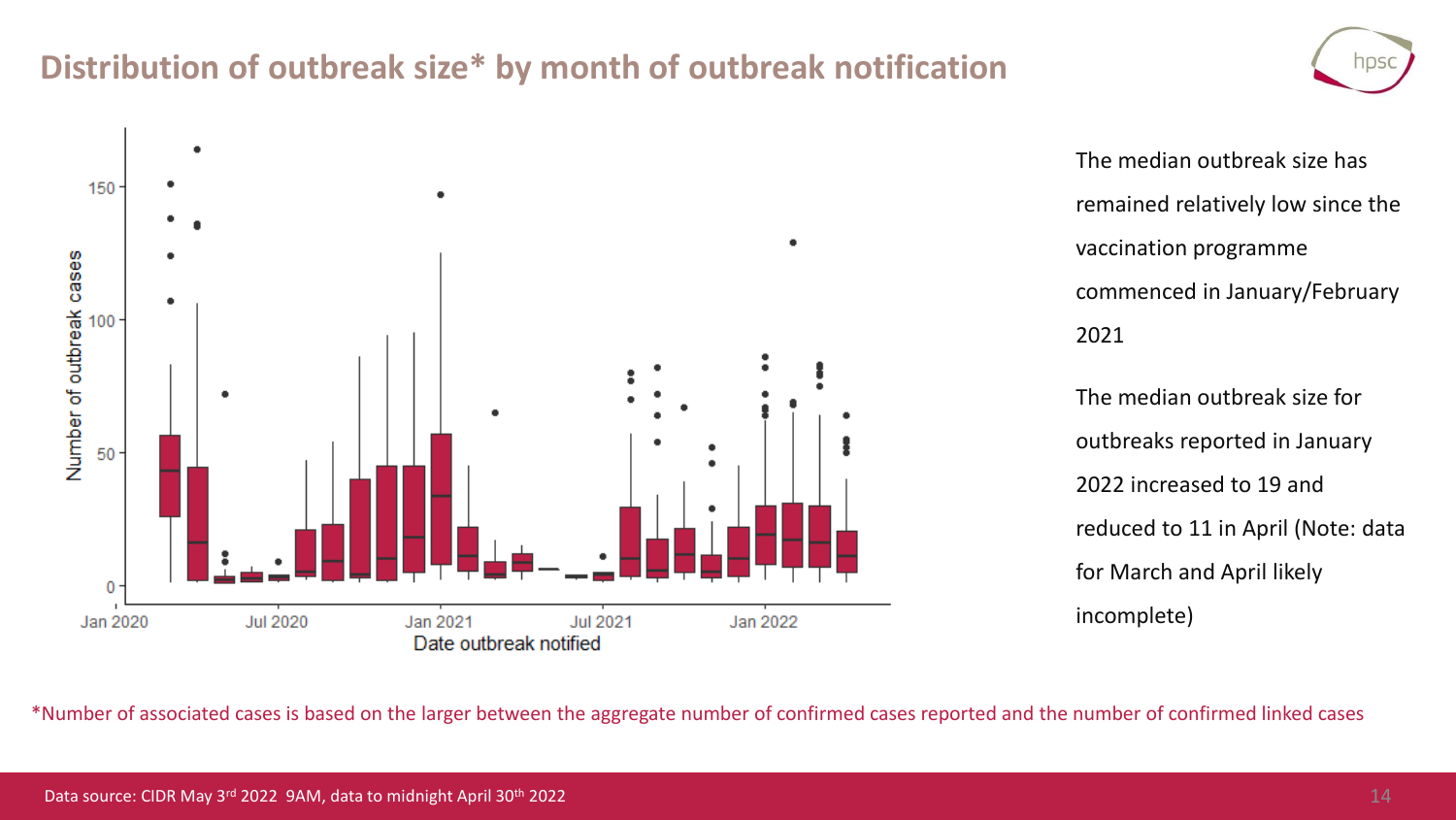# Distribution of outbreak size* by month of outbreak notification

The median outbreak size has remained relatively low since the vaccination programme commenced in January/February 2021

The median outbreak size for outbreaks reported in January 2022 increased to 19 and reduced to 11 in April (Note: data for March and April likely incomplete)

*Number of associated cases is based on the larger between the aggregate number of confirmed cases reported and the number of confirmed linked cases

Data source: CIDR May 3rd 2022 9AM, data to midnight April 30th 2022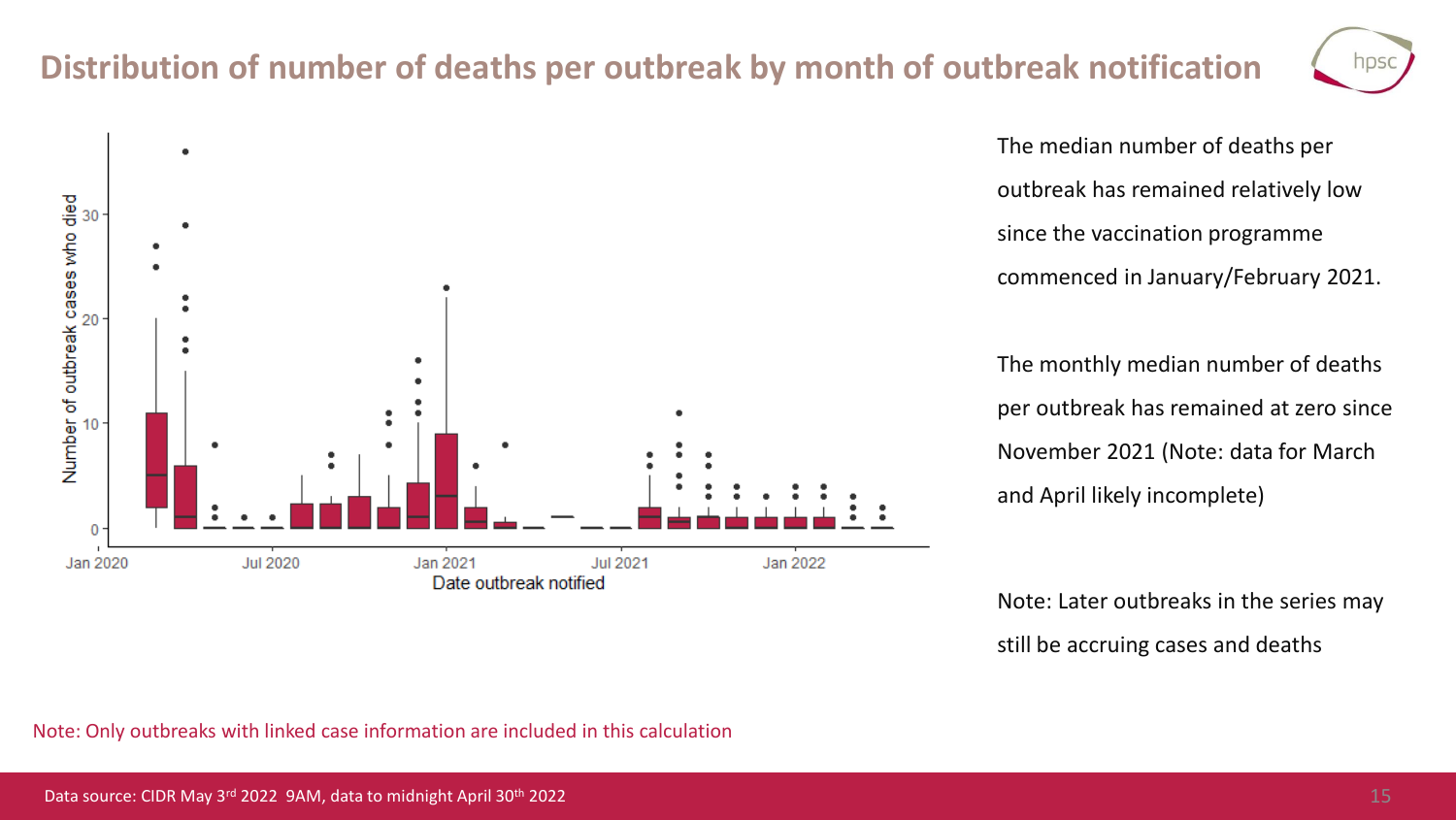## Distribution of number of deaths per outbreak by month of outbreak notification

The median number of deaths per outbreak has remained relatively low since the vaccination programme commenced in January/February 2021.

The monthly median number of deaths per outbreak has remained at zero since November 2021 (Note: data for March and April likely incomplete)

Note: Later outbreaks in the series may still be accruing cases and deaths

Note: Only outbreaks with linked case information are included in this calculation

Data source: CIDR May 3rd 2022 9AM, data to midnight April 30th 2022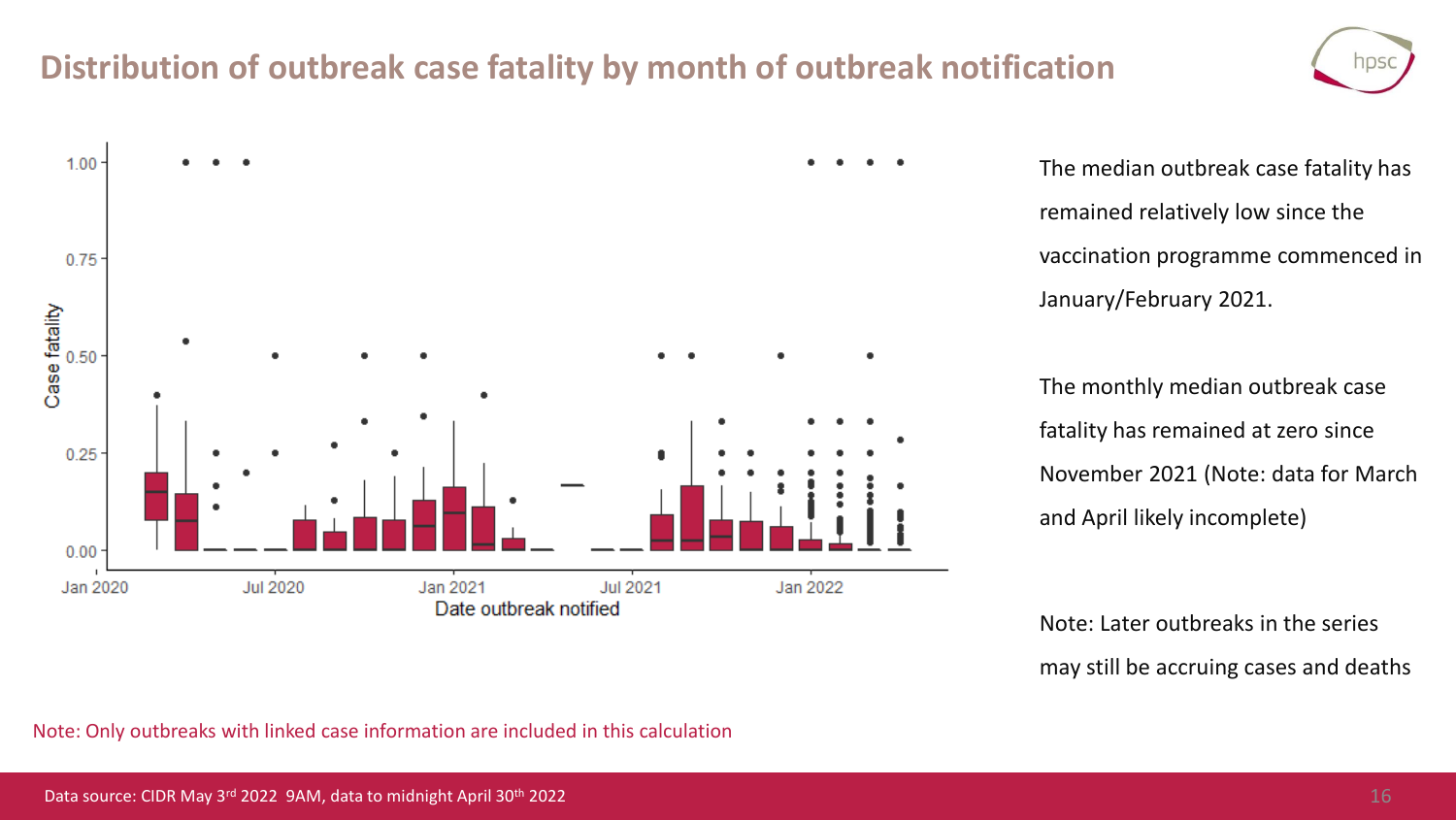# Distribution of outbreak case fatality by month of outbreak notification

The median outbreak case fatality has remained relatively low since the vaccination programme commenced in January/February 2021.

The monthly median outbreak case fatality has remained at zero since November 2021 (Note: data for March and April likely incomplete)

Note: Later outbreaks in the series may still be accruing cases and deaths

Note: Only outbreaks with linked case information are included in this calculation

Data source: CIDR May 3rd 2022 9AM, data to midnight April 30th 2022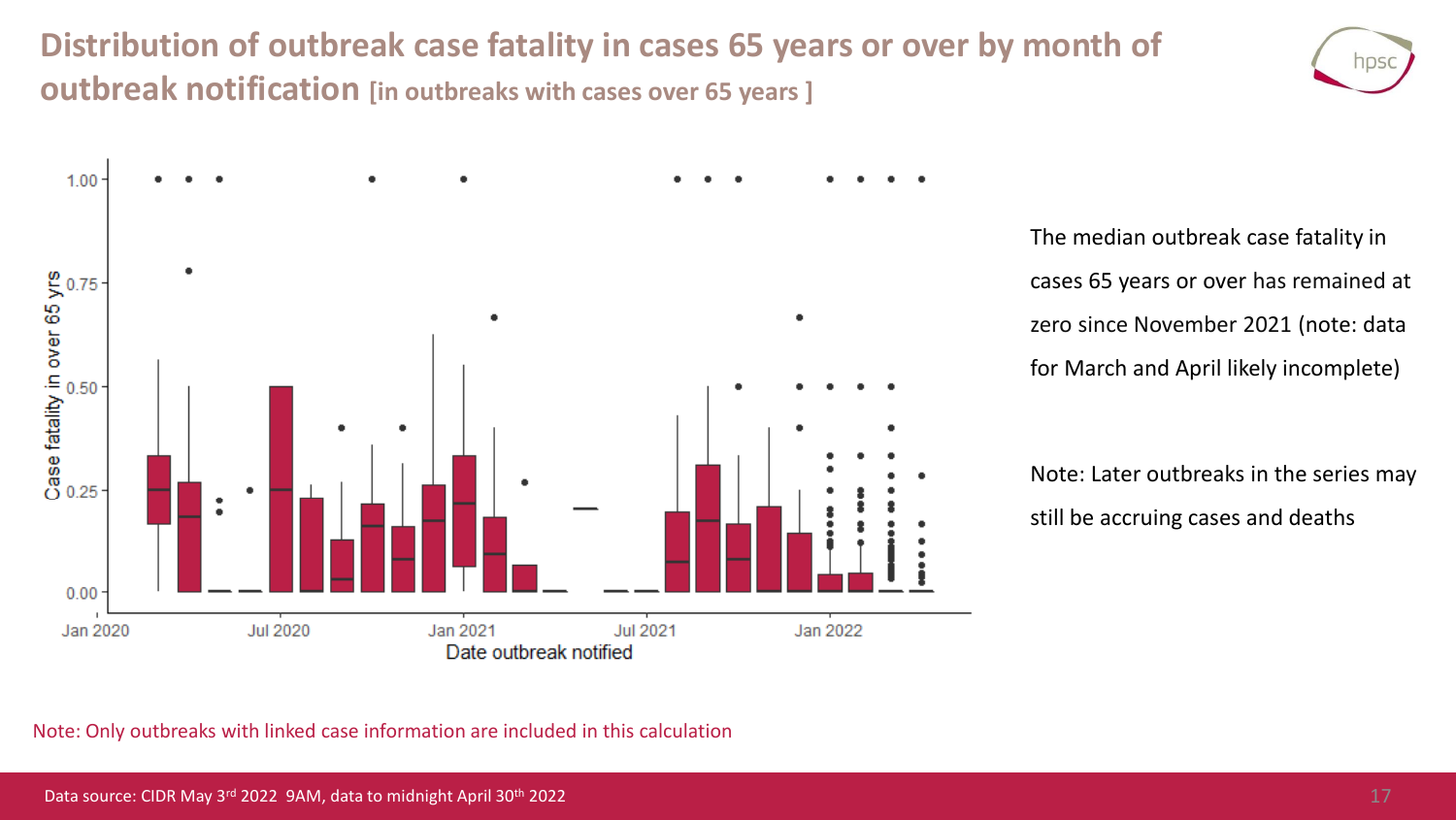# Distribution of outbreak case fatality in cases 65 years or over by month of outbreak notification [in outbreaks with cases over 65 years ]

Case fatality in over 65 yrs

1.00

0.75

0.50

0.25

0.00

Jan 2020

Jul 2020

Jan 2021

Jul 2021

Jan 2022

Date outbreak notified

The median outbreak case fatality in cases 65 years or over has remained at zero since November 2021 (note: data for March and April likely incomplete)

Note: Later outbreaks in the series may still be accruing cases and deaths

Note: Only outbreaks with linked case information are included in this calculation

Data source: CIDR May 3rd 2022 9AM, data to midnight April 30th 2022